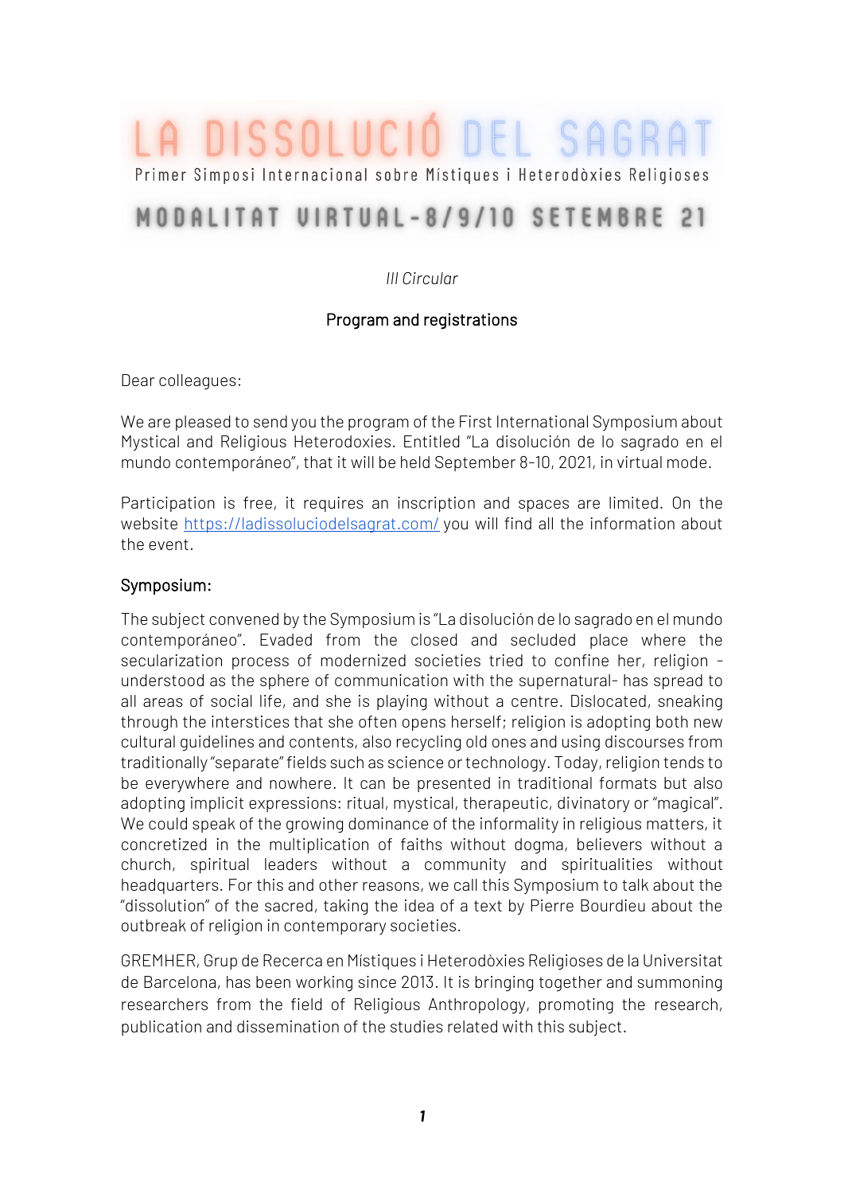# LA DISSOLUCIÓ DEL SAGRAT

Primer Simposi Internacional sobre Místiques i Heterodòxies Religioses

MODALITAT VIRTUAL - 8/9/10 SETEMBRE 21

*III Circular*

Program and registrations

Dear colleagues:

We are pleased to send you the program of the First International Symposium about Mystical and Religious Heterodoxies. Entitled "La disolución de lo sagrado en el mundo contemporáneo", that it will be held September 8-10, 2021, in virtual mode.

Participation is free, it requires an inscription and spaces are limited. On the website https://ladissoluciodelsagrat.com/ you will find all the information about the event.

## Symposium:

The subject convened by the Symposium is "La disolución de lo sagrado en el mundo contemporáneo". Evaded from the closed and secluded place where the secularization process of modernized societies tried to confine her, religion - understood as the sphere of communication with the supernatural- has spread to all areas of social life, and she is playing without a centre. Dislocated, sneaking through the interstices that she often opens herself; religion is adopting both new cultural guidelines and contents, also recycling old ones and using discourses from traditionally "separate" fields such as science or technology. Today, religion tends to be everywhere and nowhere. It can be presented in traditional formats but also adopting implicit expressions: ritual, mystical, therapeutic, divinatory or "magical". We could speak of the growing dominance of the informality in religious matters, it concretized in the multiplication of faiths without dogma, believers without a church, spiritual leaders without a community and spiritualities without headquarters. For this and other reasons, we call this Symposium to talk about the "dissolution" of the sacred, taking the idea of a text by Pierre Bourdieu about the outbreak of religion in contemporary societies.

GREMHER, Grup de Recerca en Místiques i Heterodòxies Religioses de la Universitat de Barcelona, has been working since 2013. It is bringing together and summoning researchers from the field of Religious Anthropology, promoting the research, publication and dissemination of the studies related with this subject.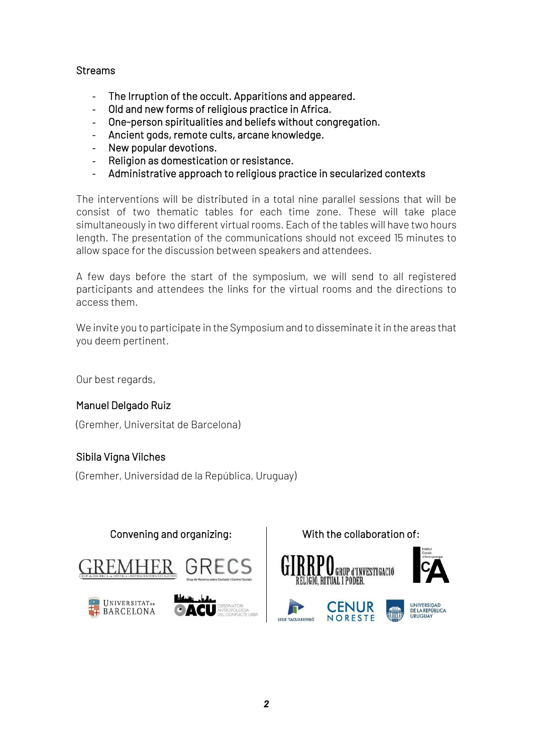Streams

- The Irruption of the occult. Apparitions and appeared.
- Old and new forms of religious practice in Africa.
- One-person spiritualities and beliefs without congregation.
- Ancient gods, remote cults, arcane knowledge.
- New popular devotions.
- Religion as domestication or resistance.
- Administrative approach to religious practice in secularized contexts

The interventions will be distributed in a total nine parallel sessions that will be consist of two thematic tables for each time zone. These will take place simultaneously in two different virtual rooms. Each of the tables will have two hours length. The presentation of the communications should not exceed 15 minutes to allow space for the discussion between speakers and attendees.

A few days before the start of the symposium, we will send to all registered participants and attendees the links for the virtual rooms and the directions to access them.

We invite you to participate in the Symposium and to disseminate it in the areas that you deem pertinent.

Our best regards,

Manuel Delgado Ruiz

(Gremher, Universitat de Barcelona)

Sibila Vigna Vilches

(Gremher, Universidad de la República, Uruguay)

Convening and organizing:

GREMHER — Grup de Recerca en Místiques i Heterodoxies Religioses

GRECS — Grup de Recerca sobre Exclusió i Control Socials

Universitat de Barcelona

OACU — Observatori Antropologia del Conflicte Urbà

With the collaboration of:

GIRRPO — Grup d'Investigació Religió, Ritual i Poder

ICA — Institut Català d'Antropologia

Sede Tacuarembó

CENUR Noreste

Universidad de la República Uruguay